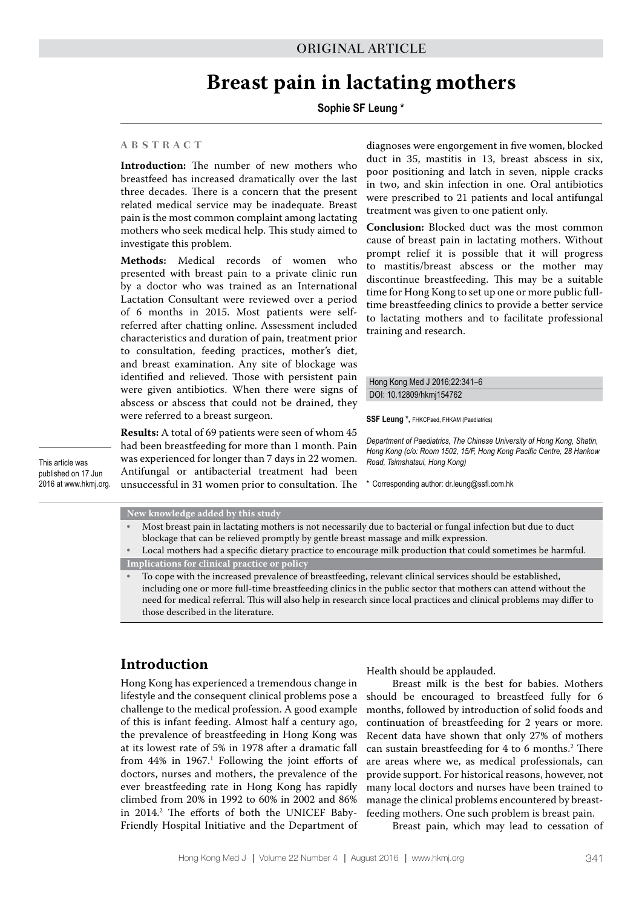ORIGINAL ARTICLE

# Breast pain in lactating mothers

**Sophie SF Leung** *

## ABSTRACT

**Introduction:** The number of new mothers who breastfeed has increased dramatically over the last three decades. There is a concern that the present related medical service may be inadequate. Breast pain is the most common complaint among lactating mothers who seek medical help. This study aimed to investigate this problem.

**Methods:** Medical records of women who presented with breast pain to a private clinic run by a doctor who was trained as an International Lactation Consultant were reviewed over a period of 6 months in 2015. Most patients were self-referred after chatting online. Assessment included characteristics and duration of pain, treatment prior to consultation, feeding practices, mother's diet, and breast examination. Any site of blockage was identified and relieved. Those with persistent pain were given antibiotics. When there were signs of abscess or abscess that could not be drained, they were referred to a breast surgeon.

**Results:** A total of 69 patients were seen of whom 45 had been breastfeeding for more than 1 month. Pain was experienced for longer than 7 days in 22 women. Antifungal or antibacterial treatment had been unsuccessful in 31 women prior to consultation. The diagnoses were engorgement in five women, blocked duct in 35, mastitis in 13, breast abscess in six, poor positioning and latch in seven, nipple cracks in two, and skin infection in one. Oral antibiotics were prescribed to 21 patients and local antifungal treatment was given to one patient only.

**Conclusion:** Blocked duct was the most common cause of breast pain in lactating mothers. Without prompt relief it is possible that it will progress to mastitis/breast abscess or the mother may discontinue breastfeeding. This may be a suitable time for Hong Kong to set up one or more public full-time breastfeeding clinics to provide a better service to lactating mothers and to facilitate professional training and research.

Hong Kong Med J 2016;22:341–6
DOI: 10.12809/hkmj154762

**SSF Leung** *, FHKCPaed, FHKAM (Paediatrics)

*Department of Paediatrics, The Chinese University of Hong Kong, Shatin, Hong Kong (c/o: Room 1502, 15/F, Hong Kong Pacific Centre, 28 Hankow Road, Tsimshatsui, Hong Kong)*

\* Corresponding author: dr.leung@ssfl.com.hk

This article was published on 17 Jun 2016 at www.hkmj.org.

**New knowledge added by this study**

- Most breast pain in lactating mothers is not necessarily due to bacterial or fungal infection but due to duct blockage that can be relieved promptly by gentle breast massage and milk expression.
- Local mothers had a specific dietary practice to encourage milk production that could sometimes be harmful.

**Implications for clinical practice or policy**

- To cope with the increased prevalence of breastfeeding, relevant clinical services should be established, including one or more full-time breastfeeding clinics in the public sector that mothers can attend without the need for medical referral. This will also help in research since local practices and clinical problems may differ to those described in the literature.

## Introduction

Hong Kong has experienced a tremendous change in lifestyle and the consequent clinical problems pose a challenge to the medical profession. A good example of this is infant feeding. Almost half a century ago, the prevalence of breastfeeding in Hong Kong was at its lowest rate of 5% in 1978 after a dramatic fall from 44% in 1967.[1] Following the joint efforts of doctors, nurses and mothers, the prevalence of the ever breastfeeding rate in Hong Kong has rapidly climbed from 20% in 1992 to 60% in 2002 and 86% in 2014.[2] The efforts of both the UNICEF Baby-Friendly Hospital Initiative and the Department of Health should be applauded.

Breast milk is the best for babies. Mothers should be encouraged to breastfeed fully for 6 months, followed by introduction of solid foods and continuation of breastfeeding for 2 years or more. Recent data have shown that only 27% of mothers can sustain breastfeeding for 4 to 6 months.[2] There are areas where we, as medical professionals, can provide support. For historical reasons, however, not many local doctors and nurses have been trained to manage the clinical problems encountered by breast-feeding mothers. One such problem is breast pain.

Breast pain, which may lead to cessation of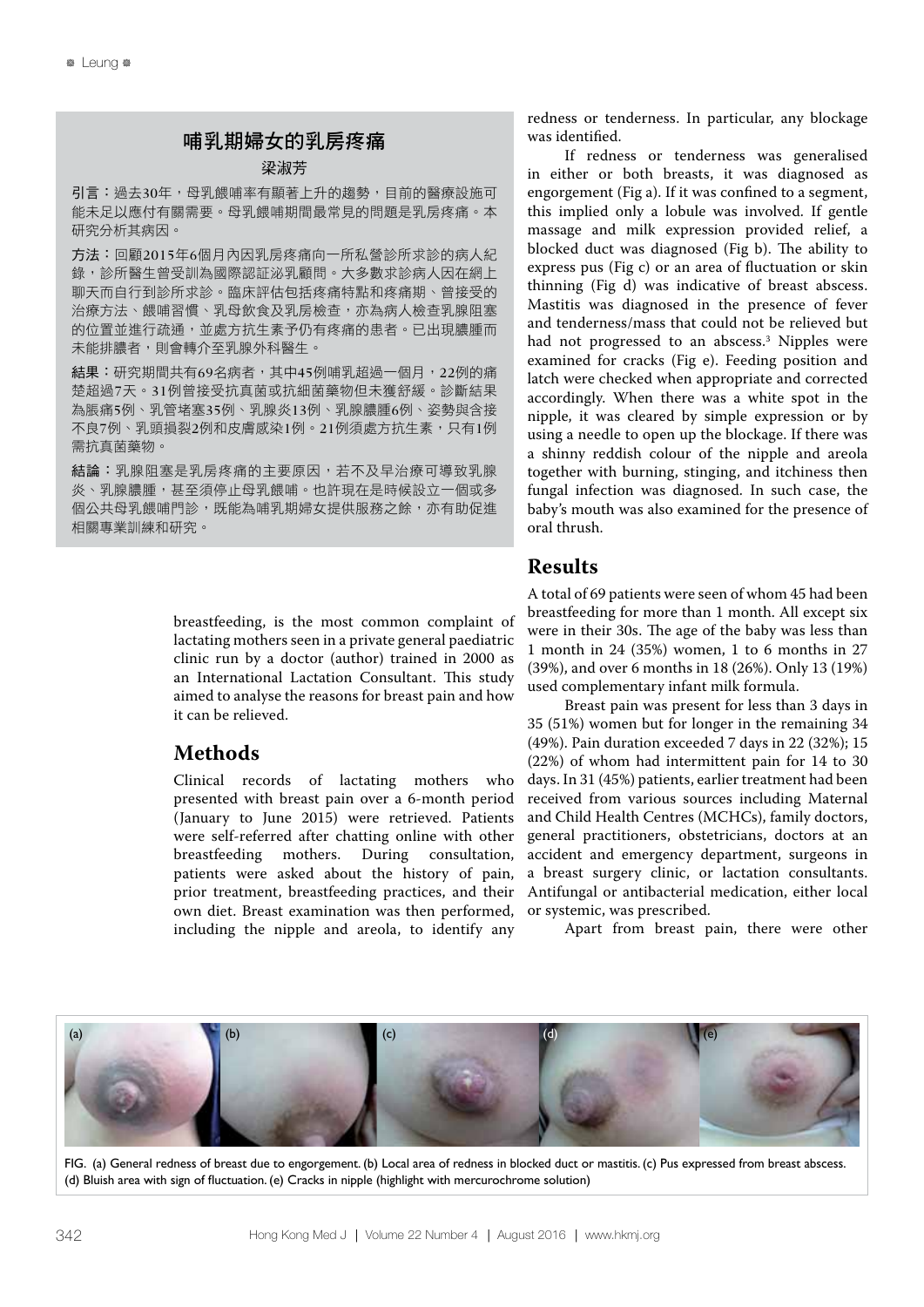## 哺乳期婦女的乳房疼痛

梁淑芳

**引言**：過去30年，母乳餵哺率有顯著上升的趨勢，目前的醫療設施可能未足以應付有關需要。母乳餵哺期間最常見的問題是乳房疼痛。本研究分析其病因。

**方法**：回顧2015年6個月內因乳房疼痛向一所私營診所求診的病人紀錄，診所醫生曾受訓為國際認証泌乳顧問。大多數求診病人因在網上聊天而自行到診所求診。臨床評估包括疼痛特點和疼痛期、曾接受的治療方法、餵哺習慣、乳母飲食及乳房檢查，亦為病人檢查乳腺阻塞的位置並進行疏通，並處方抗生素予仍有疼痛的患者。已出現膿腫而未能排膿者，則會轉介至乳腺外科醫生。

**結果**：研究期間共有69名病者，其中45例哺乳超過一個月，22例的痛楚超過7天。31例曾接受抗真菌或抗細菌藥物但未獲舒緩。診斷結果為脹痛5例、乳管堵塞35例、乳腺炎13例、乳腺膿腫6例、姿勢與含接不良7例、乳頭損裂2例和皮膚感染1例。21例須處方抗生素，只有1例需抗真菌藥物。

**結論**：乳腺阻塞是乳房疼痛的主要原因，若不及早治療可導致乳腺炎、乳腺膿腫，甚至須停止母乳餵哺。也許現在是時候設立一個或多個公共母乳餵哺門診，既能為哺乳期婦女提供服務之餘，亦有助促進相關專業訓練和研究。

breastfeeding, is the most common complaint of lactating mothers seen in a private general paediatric clinic run by a doctor (author) trained in 2000 as an International Lactation Consultant. This study aimed to analyse the reasons for breast pain and how it can be relieved.

## Methods

Clinical records of lactating mothers who presented with breast pain over a 6-month period (January to June 2015) were retrieved. Patients were self-referred after chatting online with other breastfeeding mothers. During consultation, patients were asked about the history of pain, prior treatment, breastfeeding practices, and their own diet. Breast examination was then performed, including the nipple and areola, to identify any redness or tenderness. In particular, any blockage was identified.

If redness or tenderness was generalised in either or both breasts, it was diagnosed as engorgement (Fig a). If it was confined to a segment, this implied only a lobule was involved. If gentle massage and milk expression provided relief, a blocked duct was diagnosed (Fig b). The ability to express pus (Fig c) or an area of fluctuation or skin thinning (Fig d) was indicative of breast abscess. Mastitis was diagnosed in the presence of fever and tenderness/mass that could not be relieved but had not progressed to an abscess.[3] Nipples were examined for cracks (Fig e). Feeding position and latch were checked when appropriate and corrected accordingly. When there was a white spot in the nipple, it was cleared by simple expression or by using a needle to open up the blockage. If there was a shinny reddish colour of the nipple and areola together with burning, stinging, and itchiness then fungal infection was diagnosed. In such case, the baby's mouth was also examined for the presence of oral thrush.

## Results

A total of 69 patients were seen of whom 45 had been breastfeeding for more than 1 month. All except six were in their 30s. The age of the baby was less than 1 month in 24 (35%) women, 1 to 6 months in 27 (39%), and over 6 months in 18 (26%). Only 13 (19%) used complementary infant milk formula.

Breast pain was present for less than 3 days in 35 (51%) women but for longer in the remaining 34 (49%). Pain duration exceeded 7 days in 22 (32%); 15 (22%) of whom had intermittent pain for 14 to 30 days. In 31 (45%) patients, earlier treatment had been received from various sources including Maternal and Child Health Centres (MCHCs), family doctors, general practitioners, obstetricians, doctors at an accident and emergency department, surgeons in a breast surgery clinic, or lactation consultants. Antifungal or antibacterial medication, either local or systemic, was prescribed.

Apart from breast pain, there were other

FIG. (a) General redness of breast due to engorgement. (b) Local area of redness in blocked duct or mastitis. (c) Pus expressed from breast abscess. (d) Bluish area with sign of fluctuation. (e) Cracks in nipple (highlight with mercurochrome solution)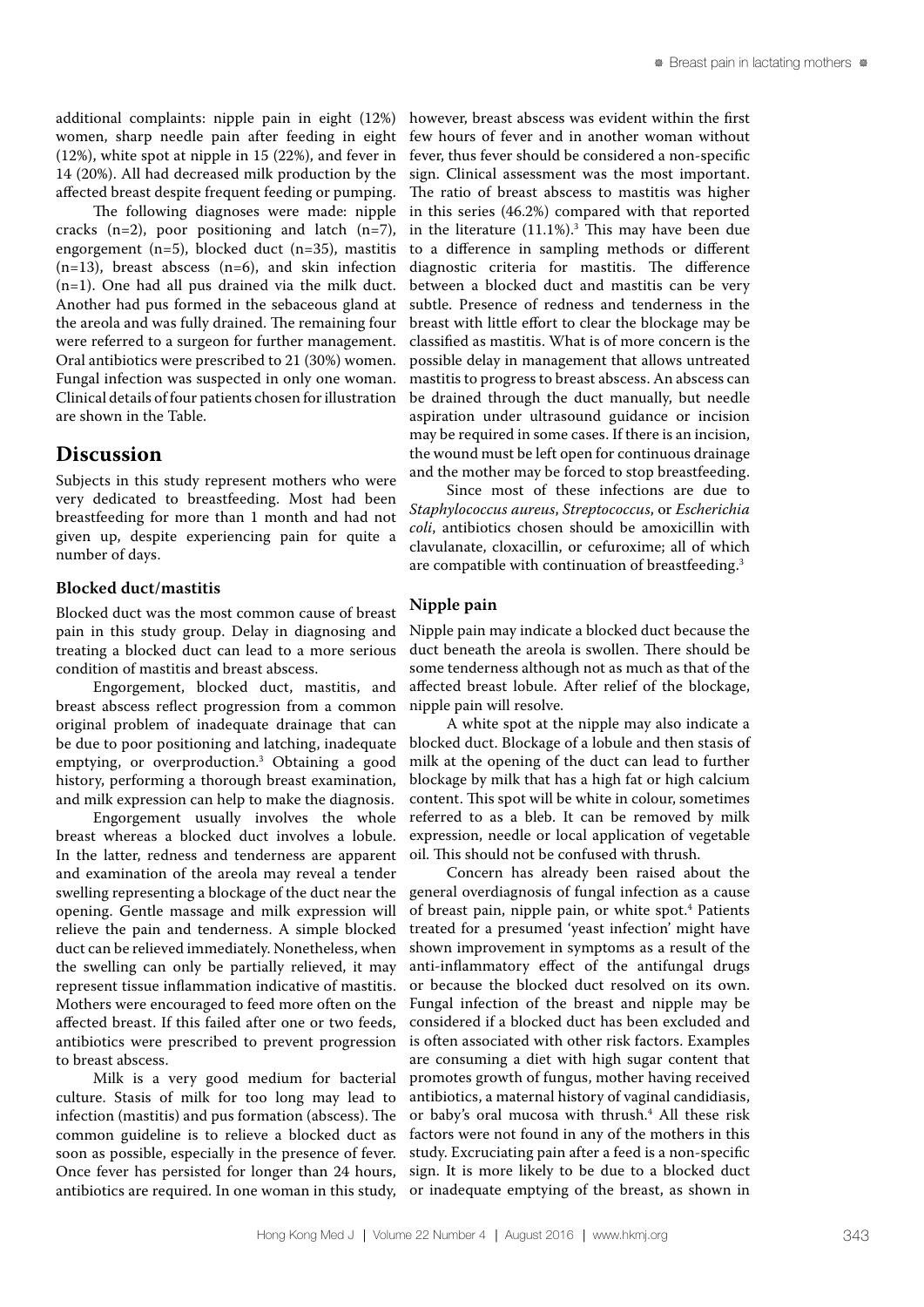additional complaints: nipple pain in eight (12%) women, sharp needle pain after feeding in eight (12%), white spot at nipple in 15 (22%), and fever in 14 (20%). All had decreased milk production by the affected breast despite frequent feeding or pumping.

The following diagnoses were made: nipple cracks (n=2), poor positioning and latch (n=7), engorgement (n=5), blocked duct (n=35), mastitis (n=13), breast abscess (n=6), and skin infection (n=1). One had all pus drained via the milk duct. Another had pus formed in the sebaceous gland at the areola and was fully drained. The remaining four were referred to a surgeon for further management. Oral antibiotics were prescribed to 21 (30%) women. Fungal infection was suspected in only one woman. Clinical details of four patients chosen for illustration are shown in the Table.

## Discussion

Subjects in this study represent mothers who were very dedicated to breastfeeding. Most had been breastfeeding for more than 1 month and had not given up, despite experiencing pain for quite a number of days.

### Blocked duct/mastitis

Blocked duct was the most common cause of breast pain in this study group. Delay in diagnosing and treating a blocked duct can lead to a more serious condition of mastitis and breast abscess.

Engorgement, blocked duct, mastitis, and breast abscess reflect progression from a common original problem of inadequate drainage that can be due to poor positioning and latching, inadequate emptying, or overproduction.[3] Obtaining a good history, performing a thorough breast examination, and milk expression can help to make the diagnosis.

Engorgement usually involves the whole breast whereas a blocked duct involves a lobule. In the latter, redness and tenderness are apparent and examination of the areola may reveal a tender swelling representing a blockage of the duct near the opening. Gentle massage and milk expression will relieve the pain and tenderness. A simple blocked duct can be relieved immediately. Nonetheless, when the swelling can only be partially relieved, it may represent tissue inflammation indicative of mastitis. Mothers were encouraged to feed more often on the affected breast. If this failed after one or two feeds, antibiotics were prescribed to prevent progression to breast abscess.

Milk is a very good medium for bacterial culture. Stasis of milk for too long may lead to infection (mastitis) and pus formation (abscess). The common guideline is to relieve a blocked duct as soon as possible, especially in the presence of fever. Once fever has persisted for longer than 24 hours, antibiotics are required. In one woman in this study, however, breast abscess was evident within the first few hours of fever and in another woman without fever, thus fever should be considered a non-specific sign. Clinical assessment was the most important. The ratio of breast abscess to mastitis was higher in this series (46.2%) compared with that reported in the literature (11.1%).[3] This may have been due to a difference in sampling methods or different diagnostic criteria for mastitis. The difference between a blocked duct and mastitis can be very subtle. Presence of redness and tenderness in the breast with little effort to clear the blockage may be classified as mastitis. What is of more concern is the possible delay in management that allows untreated mastitis to progress to breast abscess. An abscess can be drained through the duct manually, but needle aspiration under ultrasound guidance or incision may be required in some cases. If there is an incision, the wound must be left open for continuous drainage and the mother may be forced to stop breastfeeding.

Since most of these infections are due to *Staphylococcus aureus*, *Streptococcus*, or *Escherichia coli*, antibiotics chosen should be amoxicillin with clavulanate, cloxacillin, or cefuroxime; all of which are compatible with continuation of breastfeeding.[3]

### Nipple pain

Nipple pain may indicate a blocked duct because the duct beneath the areola is swollen. There should be some tenderness although not as much as that of the affected breast lobule. After relief of the blockage, nipple pain will resolve.

A white spot at the nipple may also indicate a blocked duct. Blockage of a lobule and then stasis of milk at the opening of the duct can lead to further blockage by milk that has a high fat or high calcium content. This spot will be white in colour, sometimes referred to as a bleb. It can be removed by milk expression, needle or local application of vegetable oil. This should not be confused with thrush.

Concern has already been raised about the general overdiagnosis of fungal infection as a cause of breast pain, nipple pain, or white spot.[4] Patients treated for a presumed 'yeast infection' might have shown improvement in symptoms as a result of the anti-inflammatory effect of the antifungal drugs or because the blocked duct resolved on its own. Fungal infection of the breast and nipple may be considered if a blocked duct has been excluded and is often associated with other risk factors. Examples are consuming a diet with high sugar content that promotes growth of fungus, mother having received antibiotics, a maternal history of vaginal candidiasis, or baby's oral mucosa with thrush.[4] All these risk factors were not found in any of the mothers in this study. Excruciating pain after a feed is a non-specific sign. It is more likely to be due to a blocked duct or inadequate emptying of the breast, as shown in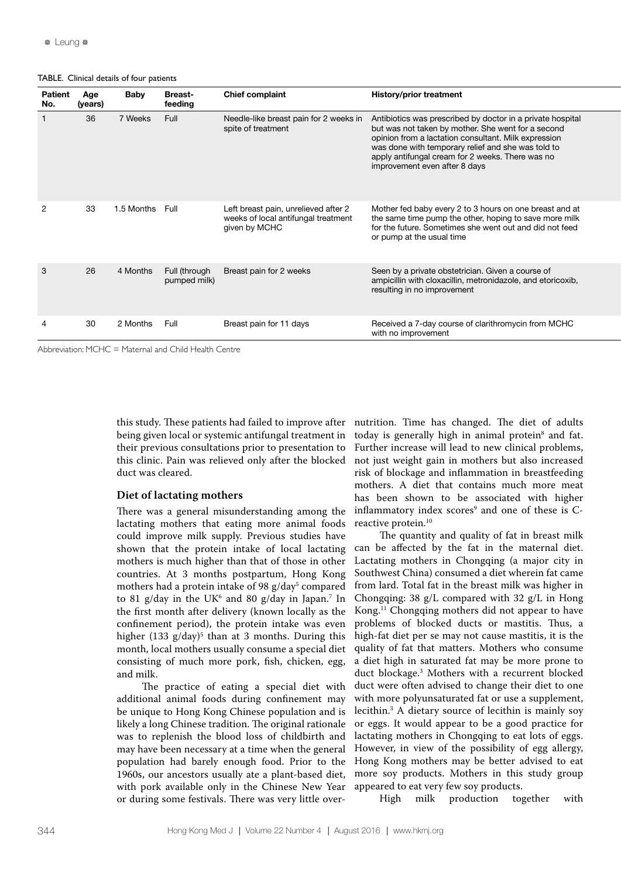TABLE. Clinical details of four patients

| Patient No. | Age (years) | Baby | Breast-feeding | Chief complaint | History/prior treatment |
|---|---|---|---|---|---|
| 1 | 36 | 7 Weeks | Full | Needle-like breast pain for 2 weeks in spite of treatment | Antibiotics was prescribed by doctor in a private hospital but was not taken by mother. She went for a second opinion from a lactation consultant. Milk expression was done with temporary relief and she was told to apply antifungal cream for 2 weeks. There was no improvement even after 8 days |
| 2 | 33 | 1.5 Months | Full | Left breast pain, unrelieved after 2 weeks of local antifungal treatment given by MCHC | Mother fed baby every 2 to 3 hours on one breast and at the same time pump the other, hoping to save more milk for the future. Sometimes she went out and did not feed or pump at the usual time |
| 3 | 26 | 4 Months | Full (through pumped milk) | Breast pain for 2 weeks | Seen by a private obstetrician. Given a course of ampicillin with cloxacillin, metronidazole, and etoricoxib, resulting in no improvement |
| 4 | 30 | 2 Months | Full | Breast pain for 11 days | Received a 7-day course of clarithromycin from MCHC with no improvement |

Abbreviation: MCHC = Maternal and Child Health Centre

this study. These patients had failed to improve after being given local or systemic antifungal treatment in their previous consultations prior to presentation to this clinic. Pain was relieved only after the blocked duct was cleared.

### Diet of lactating mothers

There was a general misunderstanding among the lactating mothers that eating more animal foods could improve milk supply. Previous studies have shown that the protein intake of local lactating mothers is much higher than that of those in other countries. At 3 months postpartum, Hong Kong mothers had a protein intake of 98 g/day[5] compared to 81 g/day in the UK[6] and 80 g/day in Japan.[7] In the first month after delivery (known locally as the confinement period), the protein intake was even higher (133 g/day)[5] than at 3 months. During this month, local mothers usually consume a special diet consisting of much more pork, fish, chicken, egg, and milk.

The practice of eating a special diet with additional animal foods during confinement may be unique to Hong Kong Chinese population and is likely a long Chinese tradition. The original rationale was to replenish the blood loss of childbirth and may have been necessary at a time when the general population had barely enough food. Prior to the 1960s, our ancestors usually ate a plant-based diet, with pork available only in the Chinese New Year or during some festivals. There was very little over-nutrition. Time has changed. The diet of adults today is generally high in animal protein[8] and fat. Further increase will lead to new clinical problems, not just weight gain in mothers but also increased risk of blockage and inflammation in breastfeeding mothers. A diet that contains much more meat has been shown to be associated with higher inflammatory index scores[9] and one of these is C-reactive protein.[10]

The quantity and quality of fat in breast milk can be affected by the fat in the maternal diet. Lactating mothers in Chongqing (a major city in Southwest China) consumed a diet wherein fat came from lard. Total fat in the breast milk was higher in Chongqing: 38 g/L compared with 32 g/L in Hong Kong.[11] Chongqing mothers did not appear to have problems of blocked ducts or mastitis. Thus, a high-fat diet per se may not cause mastitis, it is the quality of fat that matters. Mothers who consume a diet high in saturated fat may be more prone to duct blockage.[3] Mothers with a recurrent blocked duct were often advised to change their diet to one with more polyunsaturated fat or use a supplement, lecithin.[3] A dietary source of lecithin is mainly soy or eggs. It would appear to be a good practice for lactating mothers in Chongqing to eat lots of eggs. However, in view of the possibility of egg allergy, Hong Kong mothers may be better advised to eat more soy products. Mothers in this study group appeared to eat very few soy products.

High milk production together with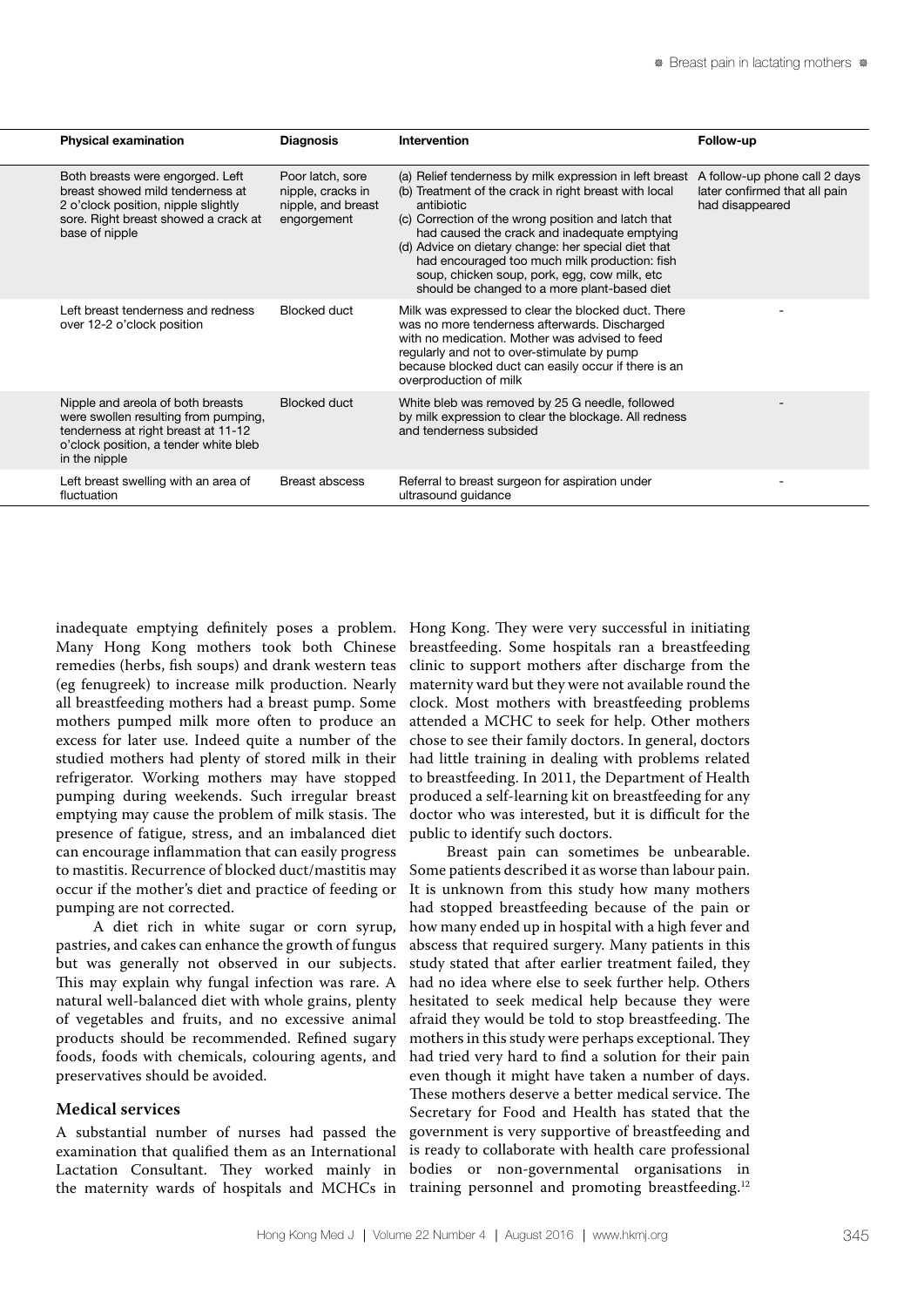| Physical examination | Diagnosis | Intervention | Follow-up |
|---|---|---|---|
| Both breasts were engorged. Left breast showed mild tenderness at 2 o'clock position, nipple slightly sore. Right breast showed a crack at base of nipple | Poor latch, sore nipple, cracks in nipple, and breast engorgement | (a) Relief tenderness by milk expression in left breast (b) Treatment of the crack in right breast with local antibiotic (c) Correction of the wrong position and latch that had caused the crack and inadequate emptying (d) Advice on dietary change: her special diet that had encouraged too much milk production: fish soup, chicken soup, pork, egg, cow milk, etc should be changed to a more plant-based diet | A follow-up phone call 2 days later confirmed that all pain had disappeared |
| Left breast tenderness and redness over 12-2 o'clock position | Blocked duct | Milk was expressed to clear the blocked duct. There was no more tenderness afterwards. Discharged with no medication. Mother was advised to feed regularly and not to over-stimulate by pump because blocked duct can easily occur if there is an overproduction of milk | - |
| Nipple and areola of both breasts were swollen resulting from pumping, tenderness at right breast at 11-12 o'clock position, a tender white bleb in the nipple | Blocked duct | White bleb was removed by 25 G needle, followed by milk expression to clear the blockage. All redness and tenderness subsided | - |
| Left breast swelling with an area of fluctuation | Breast abscess | Referral to breast surgeon for aspiration under ultrasound guidance | - |

inadequate emptying definitely poses a problem. Many Hong Kong mothers took both Chinese remedies (herbs, fish soups) and drank western teas (eg fenugreek) to increase milk production. Nearly all breastfeeding mothers had a breast pump. Some mothers pumped milk more often to produce an excess for later use. Indeed quite a number of the studied mothers had plenty of stored milk in their refrigerator. Working mothers may have stopped pumping during weekends. Such irregular breast emptying may cause the problem of milk stasis. The presence of fatigue, stress, and an imbalanced diet can encourage inflammation that can easily progress to mastitis. Recurrence of blocked duct/mastitis may occur if the mother's diet and practice of feeding or pumping are not corrected.

A diet rich in white sugar or corn syrup, pastries, and cakes can enhance the growth of fungus but was generally not observed in our subjects. This may explain why fungal infection was rare. A natural well-balanced diet with whole grains, plenty of vegetables and fruits, and no excessive animal products should be recommended. Refined sugary foods, foods with chemicals, colouring agents, and preservatives should be avoided.

### Medical services

A substantial number of nurses had passed the examination that qualified them as an International Lactation Consultant. They worked mainly in the maternity wards of hospitals and MCHCs in Hong Kong. They were very successful in initiating breastfeeding. Some hospitals ran a breastfeeding clinic to support mothers after discharge from the maternity ward but they were not available round the clock. Most mothers with breastfeeding problems attended a MCHC to seek for help. Other mothers chose to see their family doctors. In general, doctors had little training in dealing with problems related to breastfeeding. In 2011, the Department of Health produced a self-learning kit on breastfeeding for any doctor who was interested, but it is difficult for the public to identify such doctors.

Breast pain can sometimes be unbearable. Some patients described it as worse than labour pain. It is unknown from this study how many mothers had stopped breastfeeding because of the pain or how many ended up in hospital with a high fever and abscess that required surgery. Many patients in this study stated that after earlier treatment failed, they had no idea where else to seek further help. Others hesitated to seek medical help because they were afraid they would be told to stop breastfeeding. The mothers in this study were perhaps exceptional. They had tried very hard to find a solution for their pain even though it might have taken a number of days. These mothers deserve a better medical service. The Secretary for Food and Health has stated that the government is very supportive of breastfeeding and is ready to collaborate with health care professional bodies or non-governmental organisations in training personnel and promoting breastfeeding.[12]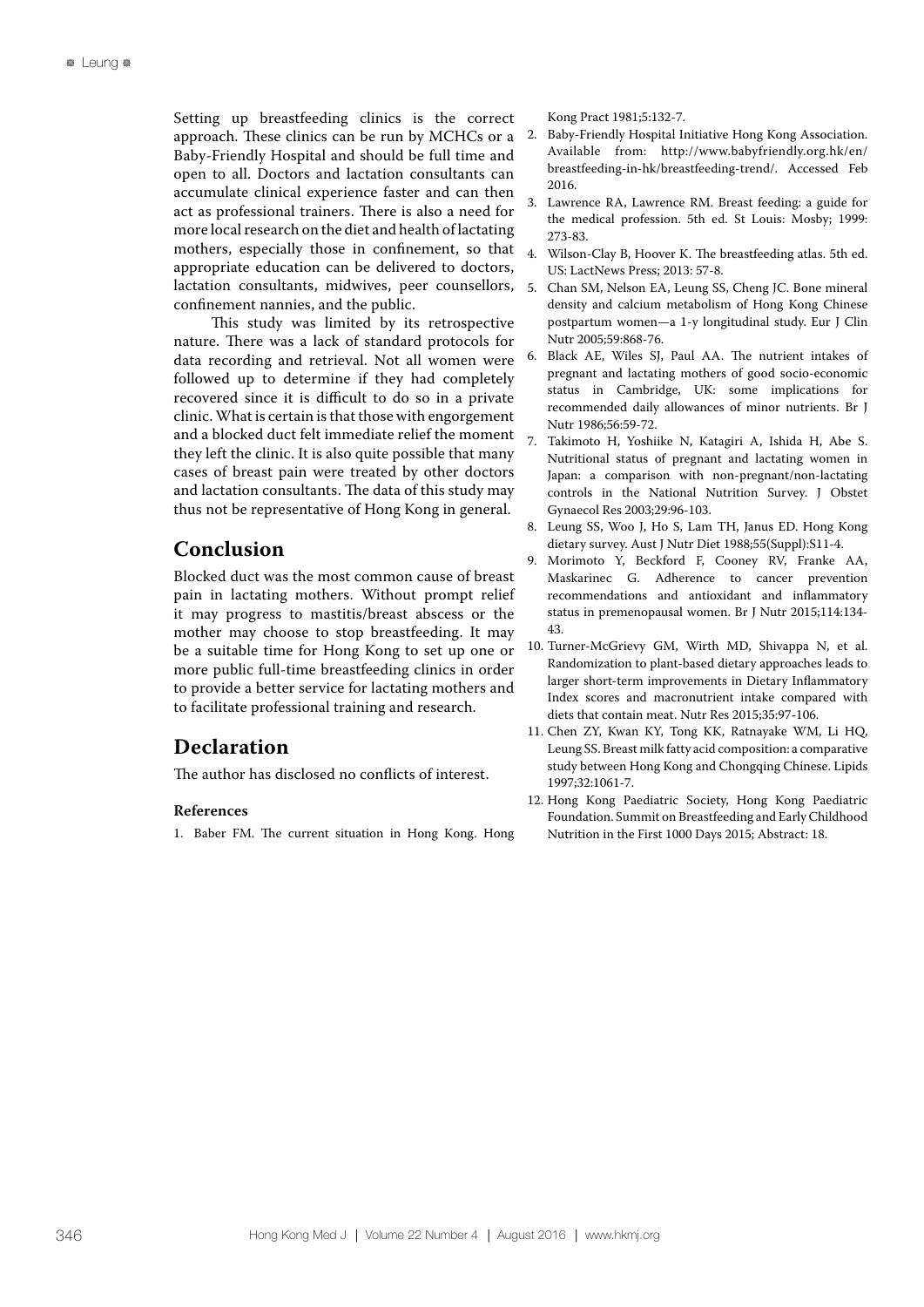Setting up breastfeeding clinics is the correct approach. These clinics can be run by MCHCs or a Baby-Friendly Hospital and should be full time and open to all. Doctors and lactation consultants can accumulate clinical experience faster and can then act as professional trainers. There is also a need for more local research on the diet and health of lactating mothers, especially those in confinement, so that appropriate education can be delivered to doctors, lactation consultants, midwives, peer counsellors, confinement nannies, and the public.

This study was limited by its retrospective nature. There was a lack of standard protocols for data recording and retrieval. Not all women were followed up to determine if they had completely recovered since it is difficult to do so in a private clinic. What is certain is that those with engorgement and a blocked duct felt immediate relief the moment they left the clinic. It is also quite possible that many cases of breast pain were treated by other doctors and lactation consultants. The data of this study may thus not be representative of Hong Kong in general.

## Conclusion

Blocked duct was the most common cause of breast pain in lactating mothers. Without prompt relief it may progress to mastitis/breast abscess or the mother may choose to stop breastfeeding. It may be a suitable time for Hong Kong to set up one or more public full-time breastfeeding clinics in order to provide a better service for lactating mothers and to facilitate professional training and research.

## Declaration

The author has disclosed no conflicts of interest.

### References

1. Baber FM. The current situation in Hong Kong. Hong Kong Pract 1981;5:132-7.
2. Baby-Friendly Hospital Initiative Hong Kong Association. Available from: http://www.babyfriendly.org.hk/en/breastfeeding-in-hk/breastfeeding-trend/. Accessed Feb 2016.
3. Lawrence RA, Lawrence RM. Breast feeding: a guide for the medical profession. 5th ed. St Louis: Mosby; 1999: 273-83.
4. Wilson-Clay B, Hoover K. The breastfeeding atlas. 5th ed. US: LactNews Press; 2013: 57-8.
5. Chan SM, Nelson EA, Leung SS, Cheng JC. Bone mineral density and calcium metabolism of Hong Kong Chinese postpartum women—a 1-y longitudinal study. Eur J Clin Nutr 2005;59:868-76.
6. Black AE, Wiles SJ, Paul AA. The nutrient intakes of pregnant and lactating mothers of good socio-economic status in Cambridge, UK: some implications for recommended daily allowances of minor nutrients. Br J Nutr 1986;56:59-72.
7. Takimoto H, Yoshiike N, Katagiri A, Ishida H, Abe S. Nutritional status of pregnant and lactating women in Japan: a comparison with non-pregnant/non-lactating controls in the National Nutrition Survey. J Obstet Gynaecol Res 2003;29:96-103.
8. Leung SS, Woo J, Ho S, Lam TH, Janus ED. Hong Kong dietary survey. Aust J Nutr Diet 1988;55(Suppl):S11-4.
9. Morimoto Y, Beckford F, Cooney RV, Franke AA, Maskarinec G. Adherence to cancer prevention recommendations and antioxidant and inflammatory status in premenopausal women. Br J Nutr 2015;114:134-43.
10. Turner-McGrievy GM, Wirth MD, Shivappa N, et al. Randomization to plant-based dietary approaches leads to larger short-term improvements in Dietary Inflammatory Index scores and macronutrient intake compared with diets that contain meat. Nutr Res 2015;35:97-106.
11. Chen ZY, Kwan KY, Tong KK, Ratnayake WM, Li HQ, Leung SS. Breast milk fatty acid composition: a comparative study between Hong Kong and Chongqing Chinese. Lipids 1997;32:1061-7.
12. Hong Kong Paediatric Society, Hong Kong Paediatric Foundation. Summit on Breastfeeding and Early Childhood Nutrition in the First 1000 Days 2015; Abstract: 18.